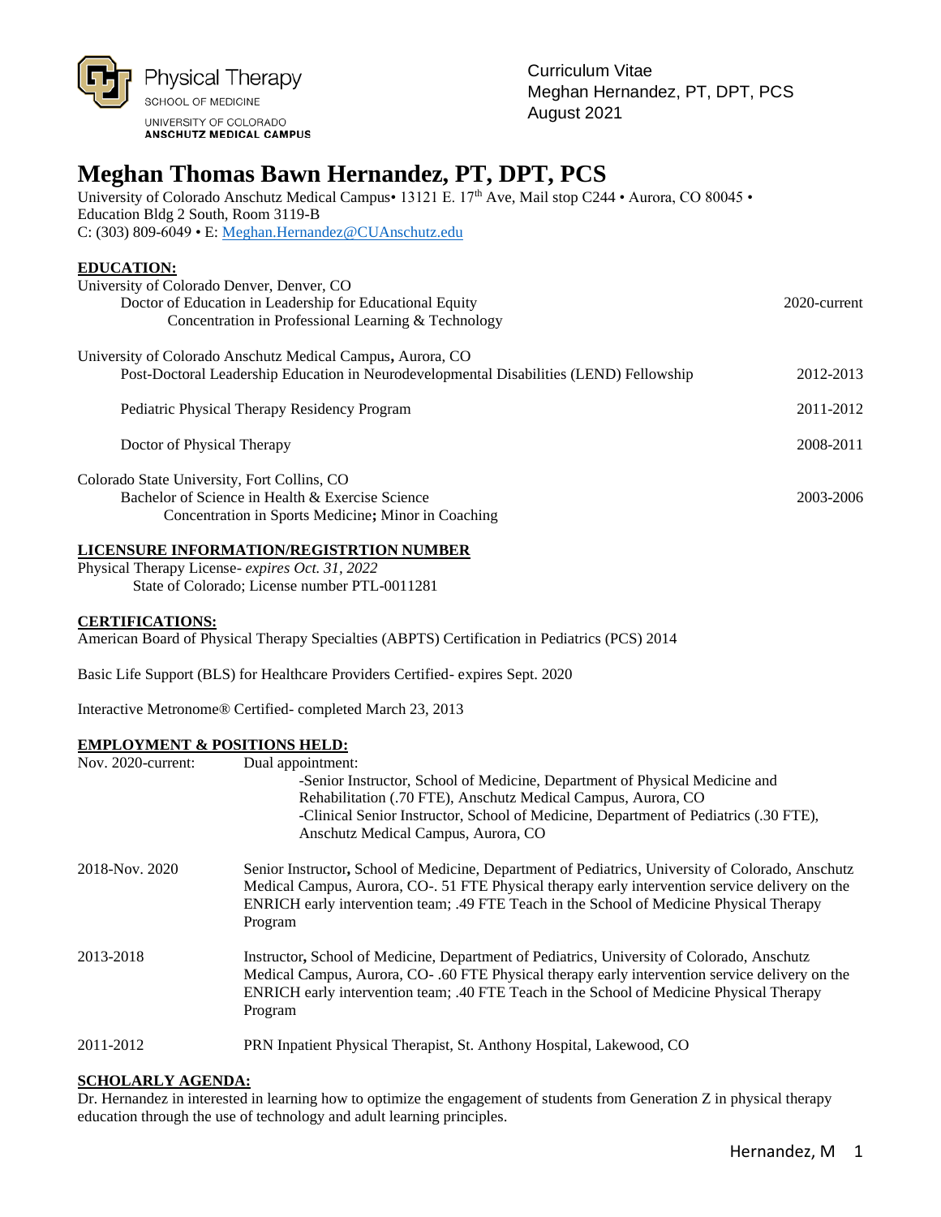Physical Therapy
SCHOOL OF MEDICINE
UNIVERSITY OF COLORADO
ANSCHUTZ MEDICAL CAMPUS

Curriculum Vitae
Meghan Hernandez, PT, DPT, PCS
August 2021

# Meghan Thomas Bawn Hernandez, PT, DPT, PCS

University of Colorado Anschutz Medical Campus• 13121 E. 17th Ave, Mail stop C244 • Aurora, CO 80045 • Education Bldg 2 South, Room 3119-B
C: (303) 809-6049 • E: Meghan.Hernandez@CUAnschutz.edu

## EDUCATION:

University of Colorado Denver, Denver, CO
- Doctor of Education in Leadership for Educational Equity — 2020-current
  - Concentration in Professional Learning & Technology

University of Colorado Anschutz Medical Campus, Aurora, CO
- Post-Doctoral Leadership Education in Neurodevelopmental Disabilities (LEND) Fellowship — 2012-2013
- Pediatric Physical Therapy Residency Program — 2011-2012
- Doctor of Physical Therapy — 2008-2011

Colorado State University, Fort Collins, CO
- Bachelor of Science in Health & Exercise Science — 2003-2006
  - Concentration in Sports Medicine; Minor in Coaching

## LICENSURE INFORMATION/REGISTRTION NUMBER

Physical Therapy License- *expires Oct. 31, 2022*
State of Colorado; License number PTL-0011281

## CERTIFICATIONS:

American Board of Physical Therapy Specialties (ABPTS) Certification in Pediatrics (PCS) 2014

Basic Life Support (BLS) for Healthcare Providers Certified- expires Sept. 2020

Interactive Metronome® Certified- completed March 23, 2013

## EMPLOYMENT & POSITIONS HELD:

**Nov. 2020-current:** Dual appointment:
- Senior Instructor, School of Medicine, Department of Physical Medicine and Rehabilitation (.70 FTE), Anschutz Medical Campus, Aurora, CO
- Clinical Senior Instructor, School of Medicine, Department of Pediatrics (.30 FTE), Anschutz Medical Campus, Aurora, CO

**2018-Nov. 2020:** Senior Instructor, School of Medicine, Department of Pediatrics, University of Colorado, Anschutz Medical Campus, Aurora, CO-. 51 FTE Physical therapy early intervention service delivery on the ENRICH early intervention team; .49 FTE Teach in the School of Medicine Physical Therapy Program

**2013-2018:** Instructor, School of Medicine, Department of Pediatrics, University of Colorado, Anschutz Medical Campus, Aurora, CO- .60 FTE Physical therapy early intervention service delivery on the ENRICH early intervention team; .40 FTE Teach in the School of Medicine Physical Therapy Program

**2011-2012:** PRN Inpatient Physical Therapist, St. Anthony Hospital, Lakewood, CO

## SCHOLARLY AGENDA:

Dr. Hernandez in interested in learning how to optimize the engagement of students from Generation Z in physical therapy education through the use of technology and adult learning principles.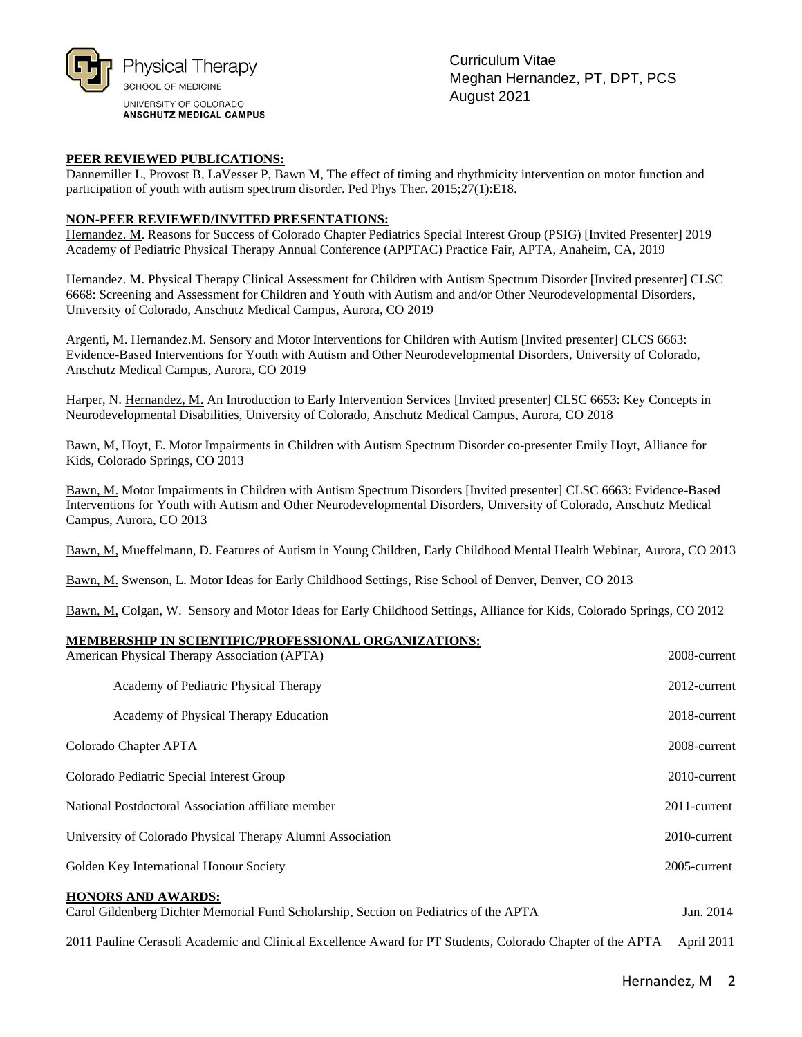**PEER REVIEWED PUBLICATIONS:**

Dannemiller L, Provost B, LaVesser P, <u>Bawn M</u>, The effect of timing and rhythmicity intervention on motor function and participation of youth with autism spectrum disorder. Ped Phys Ther. 2015;27(1):E18.

**NON-PEER REVIEWED/INVITED PRESENTATIONS:**

<u>Hernandez. M</u>. Reasons for Success of Colorado Chapter Pediatrics Special Interest Group (PSIG) [Invited Presenter] 2019 Academy of Pediatric Physical Therapy Annual Conference (APPTAC) Practice Fair, APTA, Anaheim, CA, 2019

<u>Hernandez. M</u>. Physical Therapy Clinical Assessment for Children with Autism Spectrum Disorder [Invited presenter] CLSC 6668: Screening and Assessment for Children and Youth with Autism and and/or Other Neurodevelopmental Disorders, University of Colorado, Anschutz Medical Campus, Aurora, CO 2019

Argenti, M. <u>Hernandez.M.</u> Sensory and Motor Interventions for Children with Autism [Invited presenter] CLCS 6663: Evidence-Based Interventions for Youth with Autism and Other Neurodevelopmental Disorders, University of Colorado, Anschutz Medical Campus, Aurora, CO 2019

Harper, N. <u>Hernandez, M.</u> An Introduction to Early Intervention Services [Invited presenter] CLSC 6653: Key Concepts in Neurodevelopmental Disabilities, University of Colorado, Anschutz Medical Campus, Aurora, CO 2018

<u>Bawn, M,</u> Hoyt, E. Motor Impairments in Children with Autism Spectrum Disorder co-presenter Emily Hoyt, Alliance for Kids, Colorado Springs, CO 2013

<u>Bawn, M.</u> Motor Impairments in Children with Autism Spectrum Disorders [Invited presenter] CLSC 6663: Evidence-Based Interventions for Youth with Autism and Other Neurodevelopmental Disorders, University of Colorado, Anschutz Medical Campus, Aurora, CO 2013

<u>Bawn, M,</u> Mueffelmann, D. Features of Autism in Young Children, Early Childhood Mental Health Webinar, Aurora, CO 2013

<u>Bawn, M.</u> Swenson, L. Motor Ideas for Early Childhood Settings, Rise School of Denver, Denver, CO 2013

<u>Bawn, M,</u> Colgan, W. Sensory and Motor Ideas for Early Childhood Settings, Alliance for Kids, Colorado Springs, CO 2012

**MEMBERSHIP IN SCIENTIFIC/PROFESSIONAL ORGANIZATIONS:**

| Organization | Years |
|---|---|
| American Physical Therapy Association (APTA) | 2008-current |
| &nbsp;&nbsp;&nbsp;&nbsp;Academy of Pediatric Physical Therapy | 2012-current |
| &nbsp;&nbsp;&nbsp;&nbsp;Academy of Physical Therapy Education | 2018-current |
| Colorado Chapter APTA | 2008-current |
| Colorado Pediatric Special Interest Group | 2010-current |
| National Postdoctoral Association affiliate member | 2011-current |
| University of Colorado Physical Therapy Alumni Association | 2010-current |
| Golden Key International Honour Society | 2005-current |

**HONORS AND AWARDS:**

| Award | Date |
|---|---|
| Carol Gildenberg Dichter Memorial Fund Scholarship, Section on Pediatrics of the APTA | Jan. 2014 |
| 2011 Pauline Cerasoli Academic and Clinical Excellence Award for PT Students, Colorado Chapter of the APTA | April 2011 |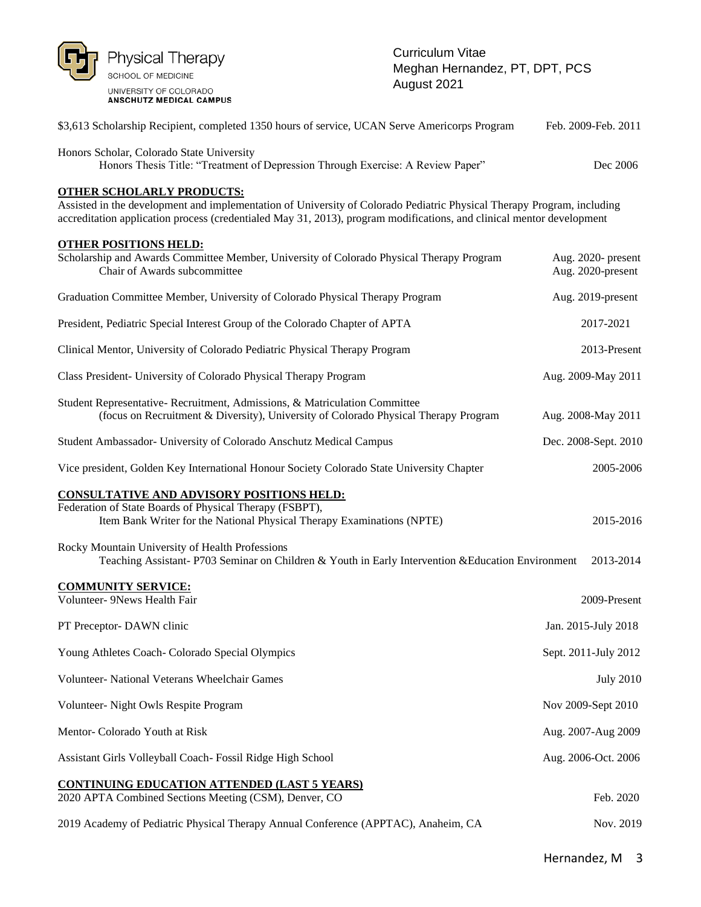$3,613 Scholarship Recipient, completed 1350 hours of service, UCAN Serve Americorps Program — Feb. 2009-Feb. 2011

Honors Scholar, Colorado State University
Honors Thesis Title: "Treatment of Depression Through Exercise: A Review Paper" — Dec 2006

## OTHER SCHOLARLY PRODUCTS:

Assisted in the development and implementation of University of Colorado Pediatric Physical Therapy Program, including accreditation application process (credentialed May 31, 2013), program modifications, and clinical mentor development

## OTHER POSITIONS HELD:

Scholarship and Awards Committee Member, University of Colorado Physical Therapy Program — Aug. 2020- present
Chair of Awards subcommittee — Aug. 2020-present

Graduation Committee Member, University of Colorado Physical Therapy Program — Aug. 2019-present

President, Pediatric Special Interest Group of the Colorado Chapter of APTA — 2017-2021

Clinical Mentor, University of Colorado Pediatric Physical Therapy Program — 2013-Present

Class President- University of Colorado Physical Therapy Program — Aug. 2009-May 2011

Student Representative- Recruitment, Admissions, & Matriculation Committee
(focus on Recruitment & Diversity), University of Colorado Physical Therapy Program — Aug. 2008-May 2011

Student Ambassador- University of Colorado Anschutz Medical Campus — Dec. 2008-Sept. 2010

Vice president, Golden Key International Honour Society Colorado State University Chapter — 2005-2006

## CONSULTATIVE AND ADVISORY POSITIONS HELD:

Federation of State Boards of Physical Therapy (FSBPT),
Item Bank Writer for the National Physical Therapy Examinations (NPTE) — 2015-2016

Rocky Mountain University of Health Professions
Teaching Assistant- P703 Seminar on Children & Youth in Early Intervention &Education Environment — 2013-2014

## COMMUNITY SERVICE:

Volunteer- 9News Health Fair — 2009-Present

PT Preceptor- DAWN clinic — Jan. 2015-July 2018

Young Athletes Coach- Colorado Special Olympics — Sept. 2011-July 2012

Volunteer- National Veterans Wheelchair Games — July 2010

Volunteer- Night Owls Respite Program — Nov 2009-Sept 2010

Mentor- Colorado Youth at Risk — Aug. 2007-Aug 2009

Assistant Girls Volleyball Coach- Fossil Ridge High School — Aug. 2006-Oct. 2006

## CONTINUING EDUCATION ATTENDED (LAST 5 YEARS)

2020 APTA Combined Sections Meeting (CSM), Denver, CO — Feb. 2020

2019 Academy of Pediatric Physical Therapy Annual Conference (APPTAC), Anaheim, CA — Nov. 2019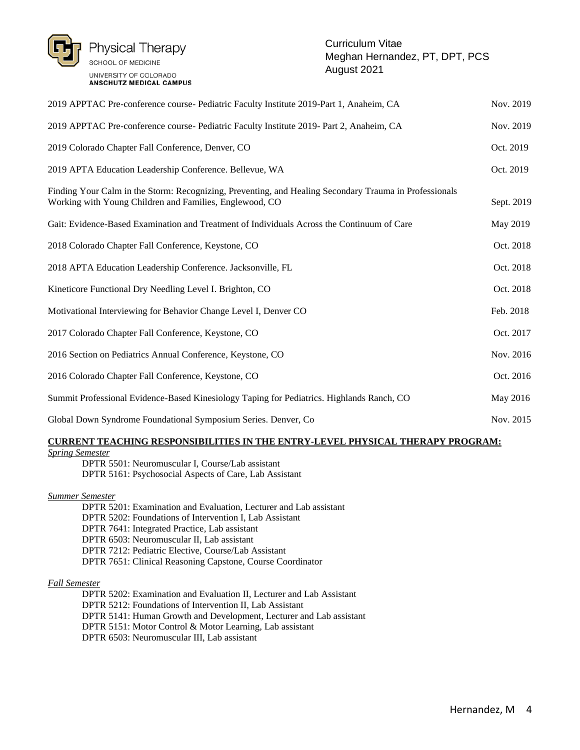| | |
|---|---|
| 2019 APPTAC Pre-conference course- Pediatric Faculty Institute 2019-Part 1, Anaheim, CA | Nov. 2019 |
| 2019 APPTAC Pre-conference course- Pediatric Faculty Institute 2019- Part 2, Anaheim, CA | Nov. 2019 |
| 2019 Colorado Chapter Fall Conference, Denver, CO | Oct. 2019 |
| 2019 APTA Education Leadership Conference. Bellevue, WA | Oct. 2019 |
| Finding Your Calm in the Storm: Recognizing, Preventing, and Healing Secondary Trauma in Professionals Working with Young Children and Families, Englewood, CO | Sept. 2019 |
| Gait: Evidence-Based Examination and Treatment of Individuals Across the Continuum of Care | May 2019 |
| 2018 Colorado Chapter Fall Conference, Keystone, CO | Oct. 2018 |
| 2018 APTA Education Leadership Conference. Jacksonville, FL | Oct. 2018 |
| Kineticore Functional Dry Needling Level I. Brighton, CO | Oct. 2018 |
| Motivational Interviewing for Behavior Change Level I, Denver CO | Feb. 2018 |
| 2017 Colorado Chapter Fall Conference, Keystone, CO | Oct. 2017 |
| 2016 Section on Pediatrics Annual Conference, Keystone, CO | Nov. 2016 |
| 2016 Colorado Chapter Fall Conference, Keystone, CO | Oct. 2016 |
| Summit Professional Evidence-Based Kinesiology Taping for Pediatrics. Highlands Ranch, CO | May 2016 |
| Global Down Syndrome Foundational Symposium Series. Denver, Co | Nov. 2015 |

## CURRENT TEACHING RESPONSIBILITIES IN THE ENTRY-LEVEL PHYSICAL THERAPY PROGRAM:

*Spring Semester*

- DPTR 5501: Neuromuscular I, Course/Lab assistant
- DPTR 5161: Psychosocial Aspects of Care, Lab Assistant

*Summer Semester*

- DPTR 5201: Examination and Evaluation, Lecturer and Lab assistant
- DPTR 5202: Foundations of Intervention I, Lab Assistant
- DPTR 7641: Integrated Practice, Lab assistant
- DPTR 6503: Neuromuscular II, Lab assistant
- DPTR 7212: Pediatric Elective, Course/Lab Assistant
- DPTR 7651: Clinical Reasoning Capstone, Course Coordinator

*Fall Semester*

- DPTR 5202: Examination and Evaluation II, Lecturer and Lab Assistant
- DPTR 5212: Foundations of Intervention II, Lab Assistant
- DPTR 5141: Human Growth and Development, Lecturer and Lab assistant
- DPTR 5151: Motor Control & Motor Learning, Lab assistant
- DPTR 6503: Neuromuscular III, Lab assistant